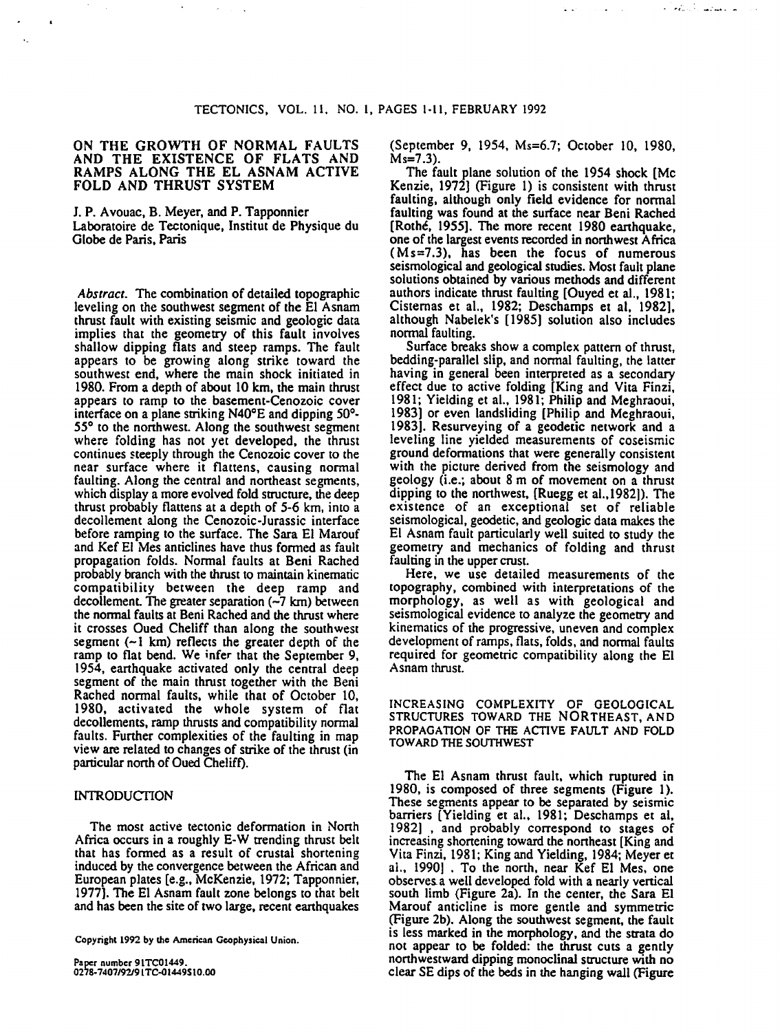# ON THE GROWTH OF NORMAL FAULTS AND THE EXISTENCE OF FLATS AND RAMPS ALONG THE EL ASNAM ACTIVE FOLD AND THRUST SYSTEM

J. P. Avouac, B. Meyer, and P. Tapponnier
Laboratoire de Tectonique, Institut de Physique du Globe de Paris, Paris

*Abstract.* The combination of detailed topographic leveling on the southwest segment of the El Asnam thrust fault with existing seismic and geologic data implies that the geometry of this fault involves shallow dipping flats and steep ramps. The fault appears to be growing along strike toward the southwest end, where the main shock initiated in 1980. From a depth of about 10 km, the main thrust appears to ramp to the basement-Cenozoic cover interface on a plane striking N40°E and dipping 50°-55° to the northwest. Along the southwest segment where folding has not yet developed, the thrust continues steeply through the Cenozoic cover to the near surface where it flattens, causing normal faulting. Along the central and northeast segments, which display a more evolved fold structure, the deep thrust probably flattens at a depth of 5-6 km, into a decollement along the Cenozoic-Jurassic interface before ramping to the surface. The Sara El Marouf and Kef El Mes anticlines have thus formed as fault propagation folds. Normal faults at Beni Rached probably branch with the thrust to maintain kinematic compatibility between the deep ramp and decollement. The greater separation (~7 km) between the normal faults at Beni Rached and the thrust where it crosses Oued Cheliff than along the southwest segment (~1 km) reflects the greater depth of the ramp to flat bend. We infer that the September 9, 1954, earthquake activated only the central deep segment of the main thrust together with the Beni Rached normal faults, while that of October 10, 1980, activated the whole system of flat decollements, ramp thrusts and compatibility normal faults. Further complexities of the faulting in map view are related to changes of strike of the thrust (in particular north of Oued Cheliff).

## INTRODUCTION

The most active tectonic deformation in North Africa occurs in a roughly E-W trending thrust belt that has formed as a result of crustal shortening induced by the convergence between the African and European plates [e.g., McKenzie, 1972; Tapponnier, 1977]. The El Asnam fault zone belongs to that belt and has been the site of two large, recent earthquakes (September 9, 1954, Ms=6.7; October 10, 1980, Ms=7.3).

The fault plane solution of the 1954 shock [Mc Kenzie, 1972] (Figure 1) is consistent with thrust faulting, although only field evidence for normal faulting was found at the surface near Beni Rached [Rothé, 1955]. The more recent 1980 earthquake, one of the largest events recorded in northwest Africa (Ms=7.3), has been the focus of numerous seismological and geological studies. Most fault plane solutions obtained by various methods and different authors indicate thrust faulting [Ouyed et al., 1981; Cisternas et al., 1982; Deschamps et al, 1982], although Nabelek's [1985] solution also includes normal faulting.

Surface breaks show a complex pattern of thrust, bedding-parallel slip, and normal faulting, the latter having in general been interpreted as a secondary effect due to active folding [King and Vita Finzi, 1981; Yielding et al., 1981; Philip and Meghraoui, 1983] or even landsliding [Philip and Meghraoui, 1983]. Resurveying of a geodetic network and a leveling line yielded measurements of coseismic ground deformations that were generally consistent with the picture derived from the seismology and geology (i.e.; about 8 m of movement on a thrust dipping to the northwest, [Ruegg et al.,1982]). The existence of an exceptional set of reliable seismological, geodetic, and geologic data makes the El Asnam fault particularly well suited to study the geometry and mechanics of folding and thrust faulting in the upper crust.

Here, we use detailed measurements of the topography, combined with interpretations of the morphology, as well as with geological and seismological evidence to analyze the geometry and kinematics of the progressive, uneven and complex development of ramps, flats, folds, and normal faults required for geometric compatibility along the El Asnam thrust.

## INCREASING COMPLEXITY OF GEOLOGICAL STRUCTURES TOWARD THE NORTHEAST, AND PROPAGATION OF THE ACTIVE FAULT AND FOLD TOWARD THE SOUTHWEST

The El Asnam thrust fault, which ruptured in 1980, is composed of three segments (Figure 1). These segments appear to be separated by seismic barriers [Yielding et al., 1981; Deschamps et al, 1982] , and probably correspond to stages of increasing shortening toward the northeast [King and Vita Finzi, 1981; King and Yielding, 1984; Meyer et al., 1990] . To the north, near Kef El Mes, one observes a well developed fold with a nearly vertical south limb (Figure 2a). In the center, the Sara El Marouf anticline is more gentle and symmetric (Figure 2b). Along the southwest segment, the fault is less marked in the morphology, and the strata do not appear to be folded: the thrust cuts a gently northwestward dipping monoclinal structure with no clear SE dips of the beds in the hanging wall (Figure

Copyright 1992 by the American Geophysical Union.

Paper number 91TC01449.
0278-7407/92/91TC-01449$10.00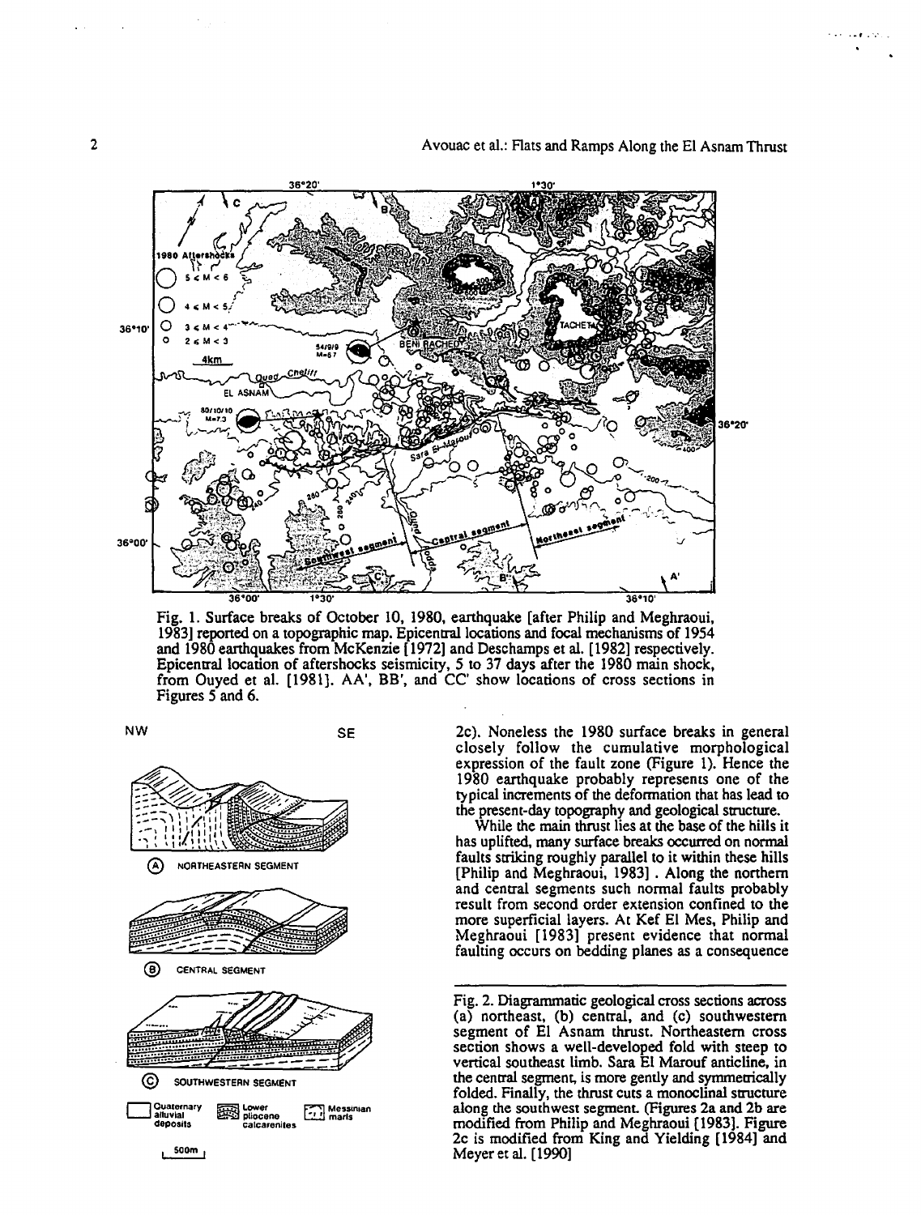Fig. 1. Surface breaks of October 10, 1980, earthquake [after Philip and Meghraoui, 1983] reported on a topographic map. Epicentral locations and focal mechanisms of 1954 and 1980 earthquakes from McKenzie [1972] and Deschamps et al. [1982] respectively. Epicentral location of aftershocks seismicity, 5 to 37 days after the 1980 main shock, from Ouyed et al. [1981]. AA', BB', and CC' show locations of cross sections in Figures 5 and 6.

Fig. 2. Diagrammatic geological cross sections across (a) northeast, (b) central, and (c) southwestern segment of El Asnam thrust. Northeastern cross section shows a well-developed fold with steep to vertical southeast limb. Sara El Marouf anticline, in the central segment, is more gently and symmetrically folded. Finally, the thrust cuts a monoclinal structure along the southwest segment. (Figures 2a and 2b are modified from Philip and Meghraoui [1983]. Figure 2c is modified from King and Yielding [1984] and Meyer et al. [1990]

2c). Noneless the 1980 surface breaks in general closely follow the cumulative morphological expression of the fault zone (Figure 1). Hence the 1980 earthquake probably represents one of the typical increments of the deformation that has lead to the present-day topography and geological structure.

While the main thrust lies at the base of the hills it has uplifted, many surface breaks occurred on normal faults striking roughly parallel to it within these hills [Philip and Meghraoui, 1983]. Along the northern and central segments such normal faults probably result from second order extension confined to the more superficial layers. At Kef El Mes, Philip and Meghraoui [1983] present evidence that normal faulting occurs on bedding planes as a consequence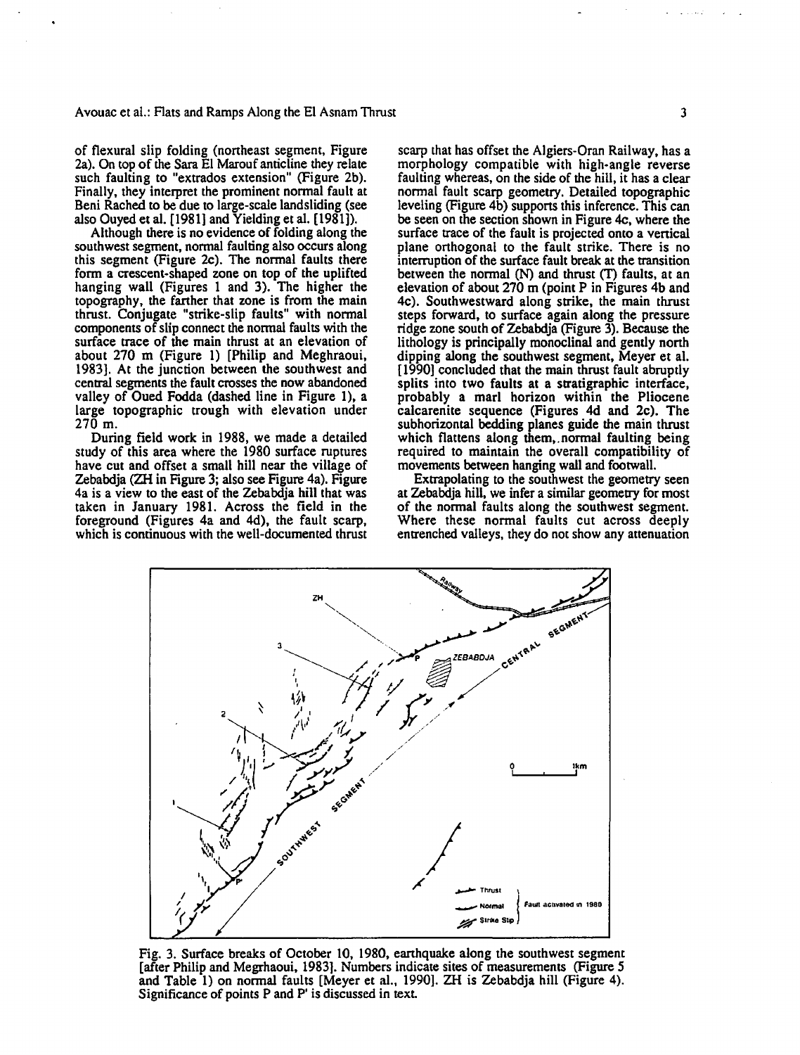of flexural slip folding (northeast segment, Figure 2a). On top of the Sara El Marouf anticline they relate such faulting to "extrados extension" (Figure 2b). Finally, they interpret the prominent normal fault at Beni Rached to be due to large-scale landsliding (see also Ouyed et al. [1981] and Yielding et al. [1981]).

Although there is no evidence of folding along the southwest segment, normal faulting also occurs along this segment (Figure 2c). The normal faults there form a crescent-shaped zone on top of the uplifted hanging wall (Figures 1 and 3). The higher the topography, the farther that zone is from the main thrust. Conjugate "strike-slip faults" with normal components of slip connect the normal faults with the surface trace of the main thrust at an elevation of about 270 m (Figure 1) [Philip and Meghraoui, 1983]. At the junction between the southwest and central segments the fault crosses the now abandoned valley of Oued Fodda (dashed line in Figure 1), a large topographic trough with elevation under 270 m.

During field work in 1988, we made a detailed study of this area where the 1980 surface ruptures have cut and offset a small hill near the village of Zebabdja (ZH in Figure 3; also see Figure 4a). Figure 4a is a view to the east of the Zebabdja hill that was taken in January 1981. Across the field in the foreground (Figures 4a and 4d), the fault scarp, which is continuous with the well-documented thrust scarp that has offset the Algiers-Oran Railway, has a morphology compatible with high-angle reverse faulting whereas, on the side of the hill, it has a clear normal fault scarp geometry. Detailed topographic leveling (Figure 4b) supports this inference. This can be seen on the section shown in Figure 4c, where the surface trace of the fault is projected onto a vertical plane orthogonal to the fault strike. There is no interruption of the surface fault break at the transition between the normal (N) and thrust (T) faults, at an elevation of about 270 m (point P in Figures 4b and 4c). Southwestward along strike, the main thrust steps forward, to surface again along the pressure ridge zone south of Zebabdja (Figure 3). Because the lithology is principally monoclinal and gently north dipping along the southwest segment, Meyer et al. [1990] concluded that the main thrust fault abruptly splits into two faults at a stratigraphic interface, probably a marl horizon within the Pliocene calcarenite sequence (Figures 4d and 2c). The subhorizontal bedding planes guide the main thrust which flattens along them, normal faulting being required to maintain the overall compatibility of movements between hanging wall and footwall.

Extrapolating to the southwest the geometry seen at Zebabdja hill, we infer a similar geometry for most of the normal faults along the southwest segment. Where these normal faults cut across deeply entrenched valleys, they do not show any attenuation

Fig. 3. Surface breaks of October 10, 1980, earthquake along the southwest segment [after Philip and Megrhaoui, 1983]. Numbers indicate sites of measurements (Figure 5 and Table 1) on normal faults [Meyer et al., 1990]. ZH is Zebabdja hill (Figure 4). Significance of points P and P' is discussed in text.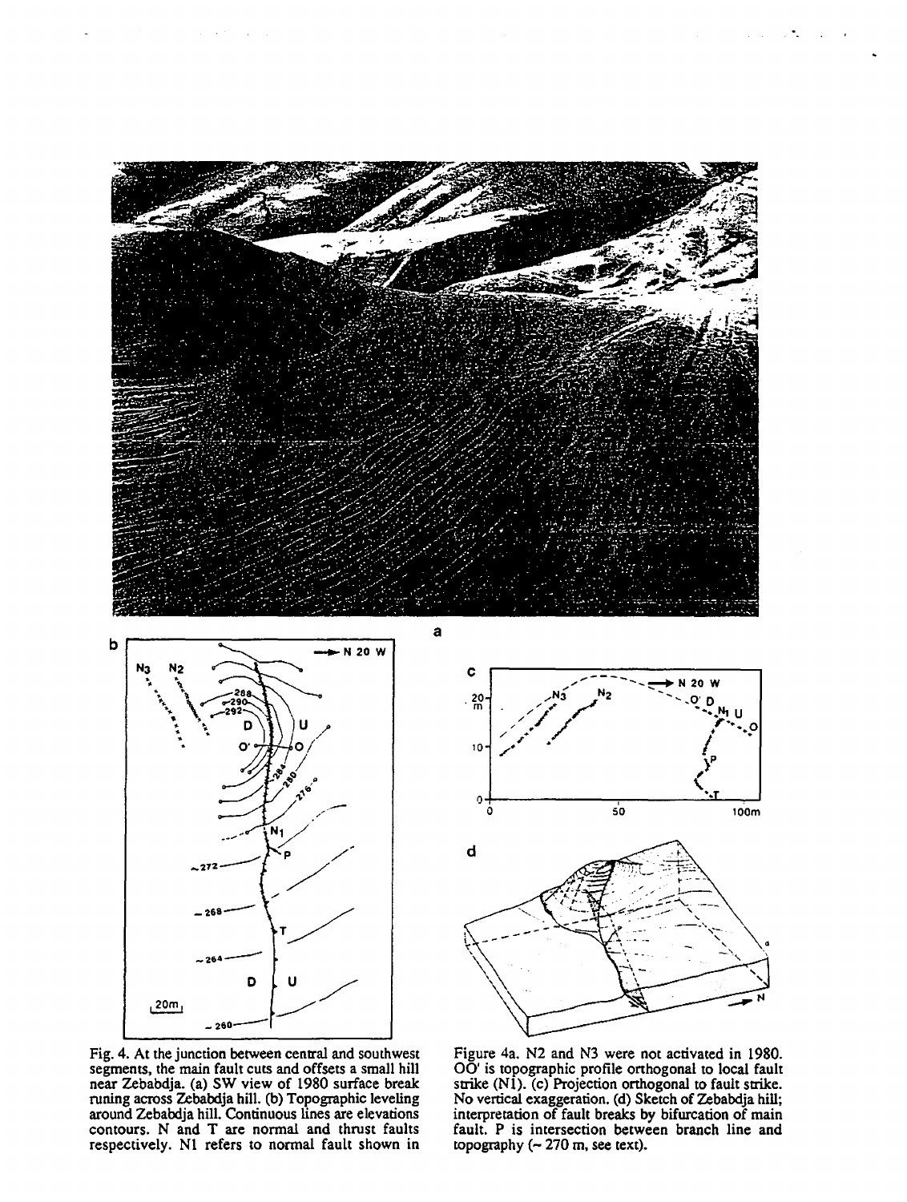Fig. 4. At the junction between central and southwest segments, the main fault cuts and offsets a small hill near Zebabdja. (a) SW view of 1980 surface break runing across Zebabdja hill. (b) Topographic leveling around Zebabdja hill. Continuous lines are elevations contours. N and T are normal and thrust faults respectively. N1 refers to normal fault shown in Figure 4a. N2 and N3 were not activated in 1980. OO' is topographic profile orthogonal to local fault strike (N1). (c) Projection orthogonal to fault strike. No vertical exaggeration. (d) Sketch of Zebabdja hill; interpretation of fault breaks by bifurcation of main fault. P is intersection between branch line and topography (~ 270 m, see text).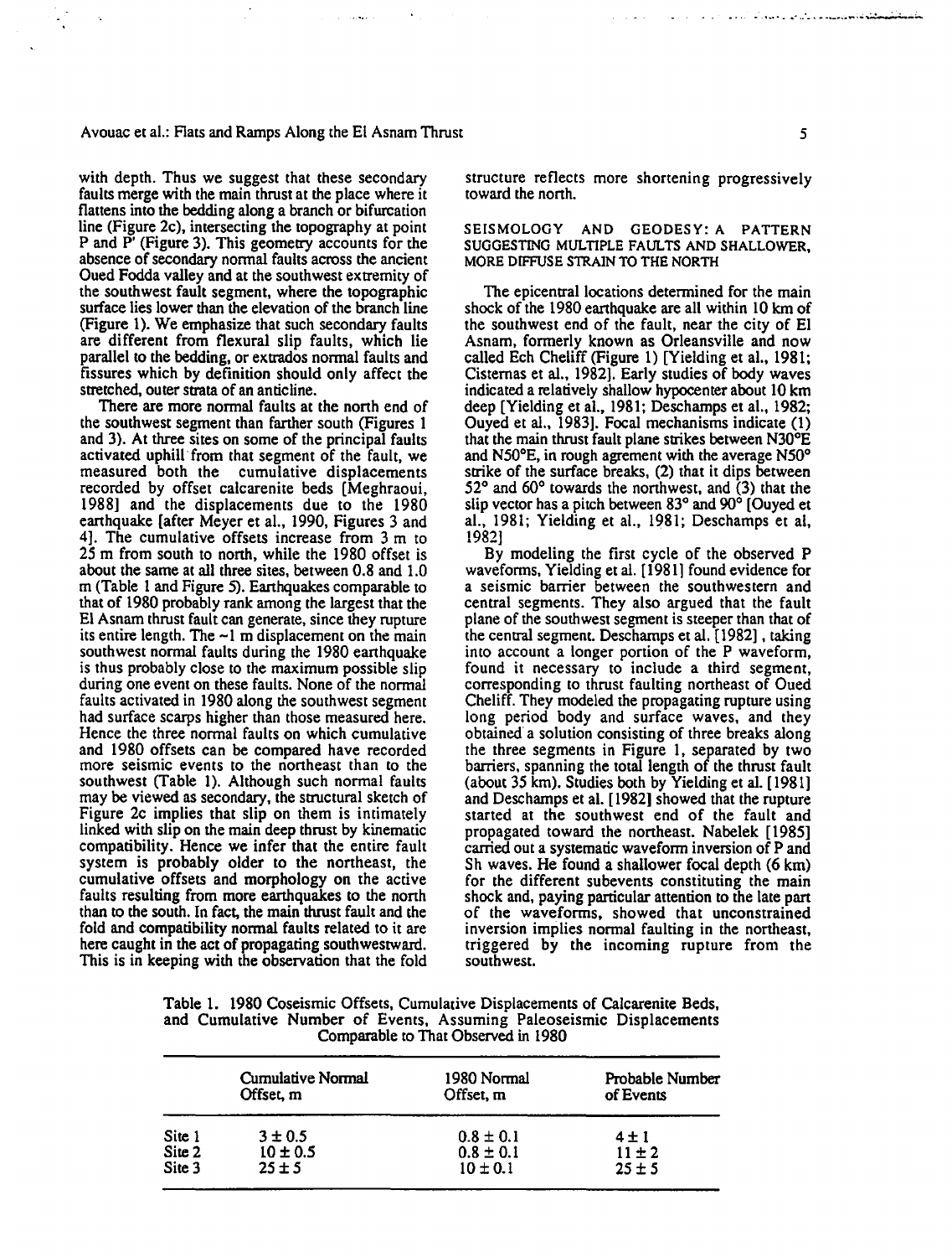with depth. Thus we suggest that these secondary faults merge with the main thrust at the place where it flattens into the bedding along a branch or bifurcation line (Figure 2c), intersecting the topography at point P and P' (Figure 3). This geometry accounts for the absence of secondary normal faults across the ancient Oued Fodda valley and at the southwest extremity of the southwest fault segment, where the topographic surface lies lower than the elevation of the branch line (Figure 1). We emphasize that such secondary faults are different from flexural slip faults, which lie parallel to the bedding, or extrados normal faults and fissures which by definition should only affect the stretched, outer strata of an anticline.

There are more normal faults at the north end of the southwest segment than farther south (Figures 1 and 3). At three sites on some of the principal faults activated uphill from that segment of the fault, we measured both the cumulative displacements recorded by offset calcarenite beds [Meghraoui, 1988] and the displacements due to the 1980 earthquake [after Meyer et al., 1990, Figures 3 and 4]. The cumulative offsets increase from 3 m to 25 m from south to north, while the 1980 offset is about the same at all three sites, between 0.8 and 1.0 m (Table 1 and Figure 5). Earthquakes comparable to that of 1980 probably rank among the largest that the El Asnam thrust fault can generate, since they rupture its entire length. The ~1 m displacement on the main southwest normal faults during the 1980 earthquake is thus probably close to the maximum possible slip during one event on these faults. None of the normal faults activated in 1980 along the southwest segment had surface scarps higher than those measured here. Hence the three normal faults on which cumulative and 1980 offsets can be compared have recorded more seismic events to the northeast than to the southwest (Table 1). Although such normal faults may be viewed as secondary, the structural sketch of Figure 2c implies that slip on them is intimately linked with slip on the main deep thrust by kinematic compatibility. Hence we infer that the entire fault system is probably older to the northeast, the cumulative offsets and morphology on the active faults resulting from more earthquakes to the north than to the south. In fact, the main thrust fault and the fold and compatibility normal faults related to it are here caught in the act of propagating southwestward. This is in keeping with the observation that the fold structure reflects more shortening progressively toward the north.

## SEISMOLOGY AND GEODESY: A PATTERN SUGGESTING MULTIPLE FAULTS AND SHALLOWER, MORE DIFFUSE STRAIN TO THE NORTH

The epicentral locations determined for the main shock of the 1980 earthquake are all within 10 km of the southwest end of the fault, near the city of El Asnam, formerly known as Orleansville and now called Ech Cheliff (Figure 1) [Yielding et al., 1981; Cisternas et al., 1982]. Early studies of body waves indicated a relatively shallow hypocenter about 10 km deep [Yielding et al., 1981; Deschamps et al., 1982; Ouyed et al., 1983]. Focal mechanisms indicate (1) that the main thrust fault plane strikes between N30°E and N50°E, in rough agrement with the average N50° strike of the surface breaks, (2) that it dips between 52° and 60° towards the northwest, and (3) that the slip vector has a pitch between 83° and 90° [Ouyed et al., 1981; Yielding et al., 1981; Deschamps et al, 1982]

By modeling the first cycle of the observed P waveforms, Yielding et al. [1981] found evidence for a seismic barrier between the southwestern and central segments. They also argued that the fault plane of the southwest segment is steeper than that of the central segment. Deschamps et al. [1982], taking into account a longer portion of the P waveform, found it necessary to include a third segment, corresponding to thrust faulting northeast of Oued Cheliff. They modeled the propagating rupture using long period body and surface waves, and they obtained a solution consisting of three breaks along the three segments in Figure 1, separated by two barriers, spanning the total length of the thrust fault (about 35 km). Studies both by Yielding et al. [1981] and Deschamps et al. [1982] showed that the rupture started at the southwest end of the fault and propagated toward the northeast. Nabelek [1985] carried out a systematic waveform inversion of P and Sh waves. He found a shallower focal depth (6 km) for the different subevents constituting the main shock and, paying particular attention to the late part of the waveforms, showed that unconstrained inversion implies normal faulting in the northeast, triggered by the incoming rupture from the southwest.

Table 1. 1980 Coseismic Offsets, Cumulative Displacements of Calcarenite Beds, and Cumulative Number of Events, Assuming Paleoseismic Displacements Comparable to That Observed in 1980

| | Cumulative Normal Offset, m | 1980 Normal Offset, m | Probable Number of Events |
|---|---|---|---|
| Site 1 | 3 ± 0.5 | 0.8 ± 0.1 | 4 ± 1 |
| Site 2 | 10 ± 0.5 | 0.8 ± 0.1 | 11 ± 2 |
| Site 3 | 25 ± 5 | 10 ± 0.1 | 25 ± 5 |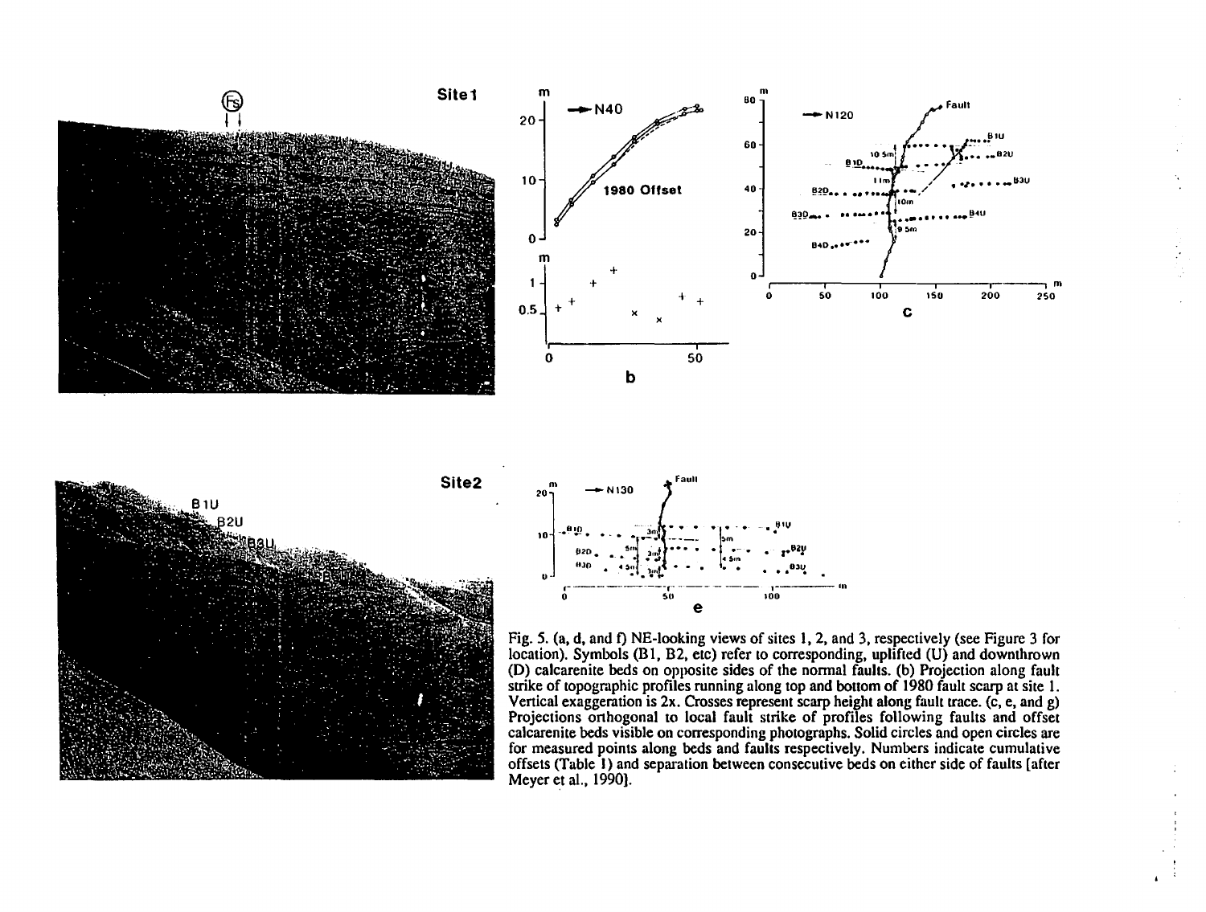Fig. 5. (a, d, and f) NE-looking views of sites 1, 2, and 3, respectively (see Figure 3 for location). Symbols (B1, B2, etc) refer to corresponding, uplifted (U) and downthrown (D) calcarenite beds on opposite sides of the normal faults. (b) Projection along fault strike of topographic profiles running along top and bottom of 1980 fault scarp at site 1. Vertical exaggeration is 2x. Crosses represent scarp height along fault trace. (c, e, and g) Projections orthogonal to local fault strike of profiles following faults and offset calcarenite beds visible on corresponding photographs. Solid circles and open circles are for measured points along beds and faults respectively. Numbers indicate cumulative offsets (Table 1) and separation between consecutive beds on either side of faults [after Meyer et al., 1990].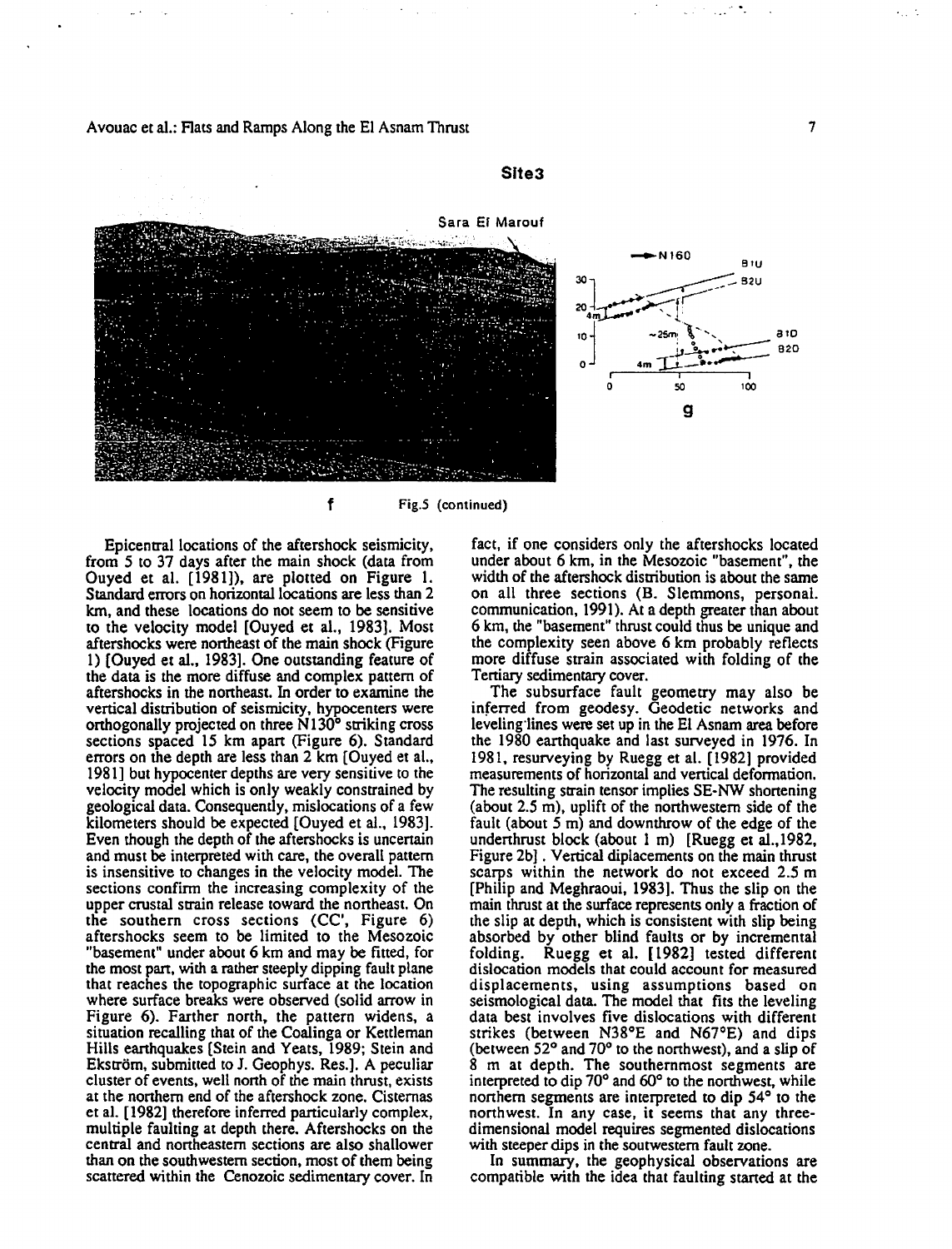Site3

f Fig.5 (continued)

Epicentral locations of the aftershock seismicity, from 5 to 37 days after the main shock (data from Ouyed et al. [1981]), are plotted on Figure 1. Standard errors on horizontal locations are less than 2 km, and these locations do not seem to be sensitive to the velocity model [Ouyed et al., 1983]. Most aftershocks were northeast of the main shock (Figure 1) [Ouyed et al., 1983]. One outstanding feature of the data is the more diffuse and complex pattern of aftershocks in the northeast. In order to examine the vertical distribution of seismicity, hypocenters were orthogonally projected on three N130° striking cross sections spaced 15 km apart (Figure 6). Standard errors on the depth are less than 2 km [Ouyed et al., 1981] but hypocenter depths are very sensitive to the velocity model which is only weakly constrained by geological data. Consequently, mislocations of a few kilometers should be expected [Ouyed et al., 1983]. Even though the depth of the aftershocks is uncertain and must be interpreted with care, the overall pattern is insensitive to changes in the velocity model. The sections confirm the increasing complexity of the upper crustal strain release toward the northeast. On the southern cross sections (CC', Figure 6) aftershocks seem to be limited to the Mesozoic "basement" under about 6 km and may be fitted, for the most part, with a rather steeply dipping fault plane that reaches the topographic surface at the location where surface breaks were observed (solid arrow in Figure 6). Farther north, the pattern widens, a situation recalling that of the Coalinga or Kettleman Hills earthquakes [Stein and Yeats, 1989; Stein and Ekström, submitted to J. Geophys. Res.]. A peculiar cluster of events, well north of the main thrust, exists at the northern end of the aftershock zone. Cisternas et al. [1982] therefore inferred particularly complex, multiple faulting at depth there. Aftershocks on the central and northeastern sections are also shallower than on the southwestern section, most of them being scattered within the Cenozoic sedimentary cover. In fact, if one considers only the aftershocks located under about 6 km, in the Mesozoic "basement", the width of the aftershock distribution is about the same on all three sections (B. Slemmons, personal. communication, 1991). At a depth greater than about 6 km, the "basement" thrust could thus be unique and the complexity seen above 6 km probably reflects more diffuse strain associated with folding of the Tertiary sedimentary cover.

The subsurface fault geometry may also be inferred from geodesy. Geodetic networks and leveling lines were set up in the El Asnam area before the 1980 earthquake and last surveyed in 1976. In 1981, resurveying by Ruegg et al. [1982] provided measurements of horizontal and vertical deformation. The resulting strain tensor implies SE-NW shortening (about 2.5 m), uplift of the northwestern side of the fault (about 5 m) and downthrow of the edge of the underthrust block (about 1 m) [Ruegg et al.,1982, Figure 2b]. Vertical diplacements on the main thrust scarps within the network do not exceed 2.5 m [Philip and Meghraoui, 1983]. Thus the slip on the main thrust at the surface represents only a fraction of the slip at depth, which is consistent with slip being absorbed by other blind faults or by incremental folding. Ruegg et al. [1982] tested different dislocation models that could account for measured displacements, using assumptions based on seismological data. The model that fits the leveling data best involves five dislocations with different strikes (between N38°E and N67°E) and dips (between 52° and 70° to the northwest), and a slip of 8 m at depth. The southernmost segments are interpreted to dip 70° and 60° to the northwest, while northern segments are interpreted to dip 54° to the northwest. In any case, it seems that any three-dimensional model requires segmented dislocations with steeper dips in the soutwestern fault zone.

In summary, the geophysical observations are compatible with the idea that faulting started at the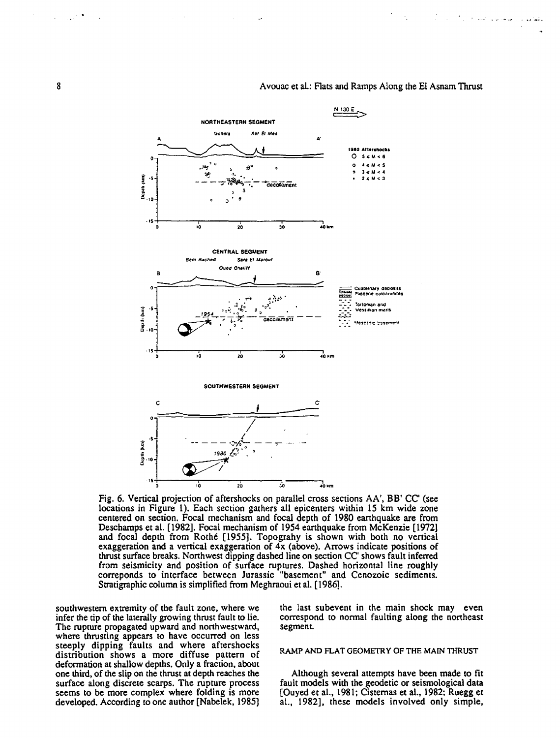Fig. 6. Vertical projection of aftershocks on parallel cross sections AA', BB' CC' (see locations in Figure 1). Each section gathers all epicenters within 15 km wide zone centered on section. Focal mechanism and focal depth of 1980 earthquake are from Deschamps et al. [1982]. Focal mechanism of 1954 earthquake from McKenzie [1972] and focal depth from Rothé [1955]. Topograhy is shown with both no vertical exaggeration and a vertical exaggeration of 4x (above). Arrows indicate positions of thrust surface breaks. Northwest dipping dashed line on section CC' shows fault inferred from seismicity and position of surface ruptures. Dashed horizontal line roughly correponds to interface between Jurassic "basement" and Cenozoic sediments. Stratigraphic column is simplified from Meghraoui et al. [1986].

southwestern extremity of the fault zone, where we infer the tip of the laterally growing thrust fault to lie. The rupture propagated upward and northwestward, where thrusting appears to have occurred on less steeply dipping faults and where aftershocks distribution shows a more diffuse pattern of deformation at shallow depths. Only a fraction, about one third, of the slip on the thrust at depth reaches the surface along discrete scarps. The rupture process seems to be more complex where folding is more developed. According to one author [Nabelek, 1985] the last subevent in the main shock may even correspond to normal faulting along the northeast segment.

## RAMP AND FLAT GEOMETRY OF THE MAIN THRUST

Although several attempts have been made to fit fault models with the geodetic or seismological data [Ouyed et al., 1981; Cisternas et al., 1982; Ruegg et al., 1982], these models involved only simple,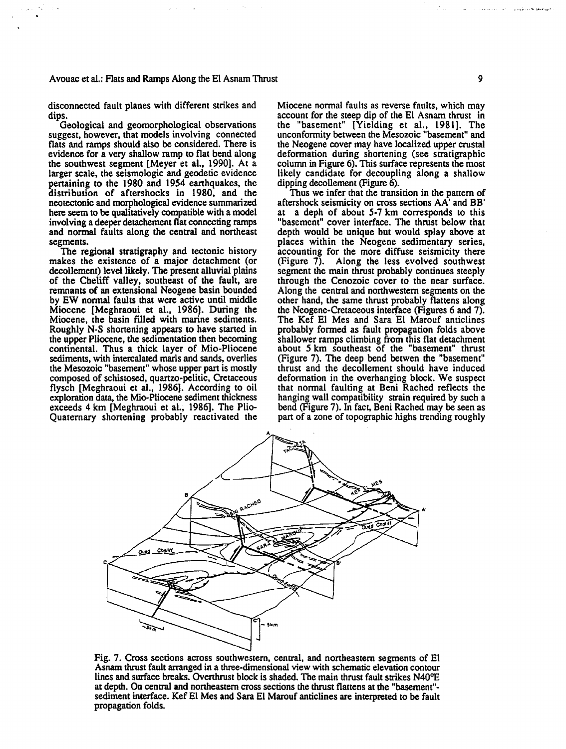disconnected fault planes with different strikes and dips.

Geological and geomorphological observations suggest, however, that models involving connected flats and ramps should also be considered. There is evidence for a very shallow ramp to flat bend along the southwest segment [Meyer et al., 1990]. At a larger scale, the seismologic and geodetic evidence pertaining to the 1980 and 1954 earthquakes, the distribution of aftershocks in 1980, and the neotectonic and morphological evidence summarized here seem to be qualitatively compatible with a model involving a deeper detachement flat connecting ramps and normal faults along the central and northeast segments.

The regional stratigraphy and tectonic history makes the existence of a major detachment (or decollement) level likely. The present alluvial plains of the Cheliff valley, southeast of the fault, are remnants of an extensional Neogene basin bounded by EW normal faults that were active until middle Miocene [Meghraoui et al., 1986]. During the Miocene, the basin filled with marine sediments. Roughly N-S shortening appears to have started in the upper Pliocene, the sedimentation then becoming continental. Thus a thick layer of Mio-Pliocene sediments, with intercalated marls and sands, overlies the Mesozoic "basement" whose upper part is mostly composed of schistosed, quartzo-pelitic, Cretaceous flysch [Meghraoui et al., 1986]. According to oil exploration data, the Mio-Pliocene sediment thickness exceeds 4 km [Meghraoui et al., 1986]. The Plio-Quaternary shortening probably reactivated the Miocene normal faults as reverse faults, which may account for the steep dip of the El Asnam thrust in the "basement" [Yielding et al., 1981]. The unconformity between the Mesozoic "basement" and the Neogene cover may have localized upper crustal deformation during shortening (see stratigraphic column in Figure 6). This surface represents the most likely candidate for decoupling along a shallow dipping decollement (Figure 6).

Thus we infer that the transition in the pattern of aftershock seismicity on cross sections AA' and BB' at a depth of about 5-7 km corresponds to this "basement" cover interface. The thrust below that depth would be unique but would splay above at places within the Neogene sedimentary series, accounting for the more diffuse seismicity there (Figure 7). Along the less evolved southwest segment the main thrust probably continues steeply through the Cenozoic cover to the near surface. Along the central and northwestern segments on the other hand, the same thrust probably flattens along the Neogene-Cretaceous interface (Figures 6 and 7). The Kef El Mes and Sara El Marouf anticlines probably formed as fault propagation folds above shallower ramps climbing from this flat detachment about 5 km southeast of the "basement" thrust (Figure 7). The deep bend betwen the "basement" thrust and the decollement should have induced deformation in the overhanging block. We suspect that normal faulting at Beni Rached reflects the hanging wall compatibility strain required by such a bend (Figure 7). In fact, Beni Rached may be seen as part of a zone of topographic highs trending roughly

Fig. 7. Cross sections across southwestern, central, and northeastern segments of El Asnam thrust fault arranged in a three-dimensional view with schematic elevation contour lines and surface breaks. Overthrust block is shaded. The main thrust fault strikes N40°E at depth. On central and northeastern cross sections the thrust flattens at the "basement"-sediment interface. Kef El Mes and Sara El Marouf anticlines are interpreted to be fault propagation folds.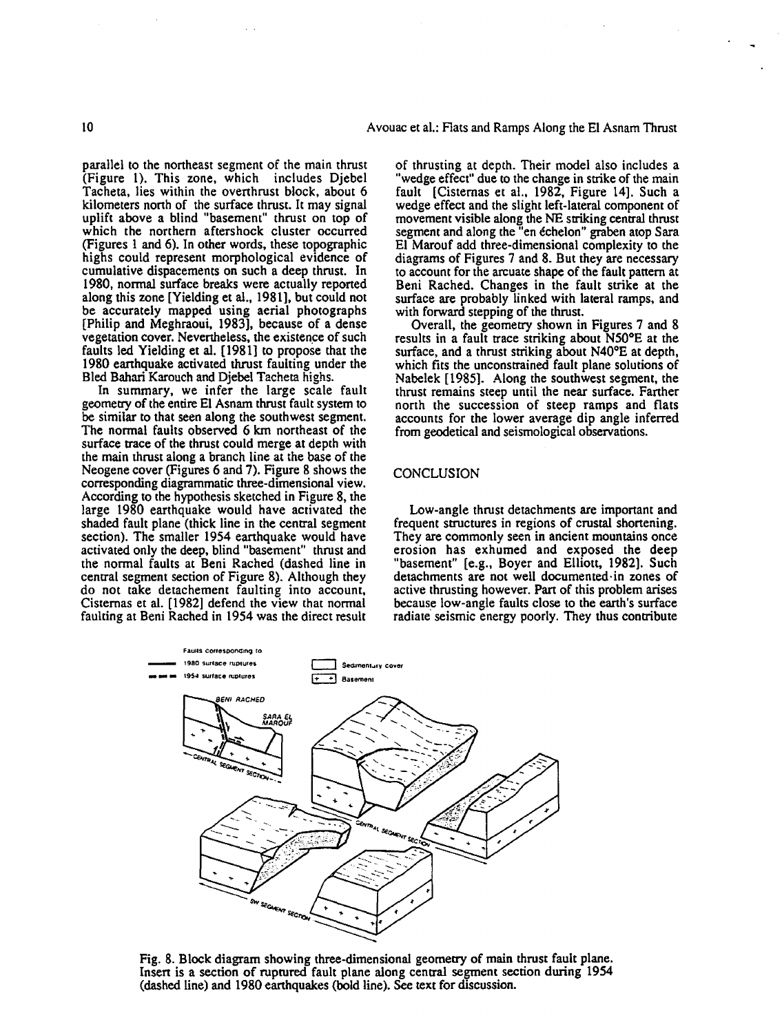parallel to the northeast segment of the main thrust (Figure 1). This zone, which includes Djebel Tacheta, lies within the overthrust block, about 6 kilometers north of the surface thrust. It may signal uplift above a blind "basement" thrust on top of which the northern aftershock cluster occurred (Figures 1 and 6). In other words, these topographic highs could represent morphological evidence of cumulative dispacements on such a deep thrust. In 1980, normal surface breaks were actually reported along this zone [Yielding et al., 1981], but could not be accurately mapped using aerial photographs [Philip and Meghraoui, 1983], because of a dense vegetation cover. Nevertheless, the existence of such faults led Yielding et al. [1981] to propose that the 1980 earthquake activated thrust faulting under the Bled Bahari Karouch and Djebel Tacheta highs.

In summary, we infer the large scale fault geometry of the entire El Asnam thrust fault system to be similar to that seen along the southwest segment. The normal faults observed 6 km northeast of the surface trace of the thrust could merge at depth with the main thrust along a branch line at the base of the Neogene cover (Figures 6 and 7). Figure 8 shows the corresponding diagrammatic three-dimensional view. According to the hypothesis sketched in Figure 8, the large 1980 earthquake would have activated the shaded fault plane (thick line in the central segment section). The smaller 1954 earthquake would have activated only the deep, blind "basement" thrust and the normal faults at Beni Rached (dashed line in central segment section of Figure 8). Although they do not take detachement faulting into account, Cisternas et al. [1982] defend the view that normal faulting at Beni Rached in 1954 was the direct result of thrusting at depth. Their model also includes a "wedge effect" due to the change in strike of the main fault [Cisternas et al., 1982, Figure 14]. Such a wedge effect and the slight left-lateral component of movement visible along the NE striking central thrust segment and along the "en échelon" graben atop Sara El Marouf add three-dimensional complexity to the diagrams of Figures 7 and 8. But they are necessary to account for the arcuate shape of the fault pattern at Beni Rached. Changes in the fault strike at the surface are probably linked with lateral ramps, and with forward stepping of the thrust.

Overall, the geometry shown in Figures 7 and 8 results in a fault trace striking about N50°E at the surface, and a thrust striking about N40°E at depth, which fits the unconstrained fault plane solutions of Nabelek [1985]. Along the southwest segment, the thrust remains steep until the near surface. Farther north the succession of steep ramps and flats accounts for the lower average dip angle inferred from geodetical and seismological observations.

## CONCLUSION

Low-angle thrust detachments are important and frequent structures in regions of crustal shortening. They are commonly seen in ancient mountains once erosion has exhumed and exposed the deep "basement" [e.g., Boyer and Elliott, 1982]. Such detachments are not well documented in zones of active thrusting however. Part of this problem arises because low-angle faults close to the earth's surface radiate seismic energy poorly. They thus contribute

Fig. 8. Block diagram showing three-dimensional geometry of main thrust fault plane. Insert is a section of ruptured fault plane along central segment section during 1954 (dashed line) and 1980 earthquakes (bold line). See text for discussion.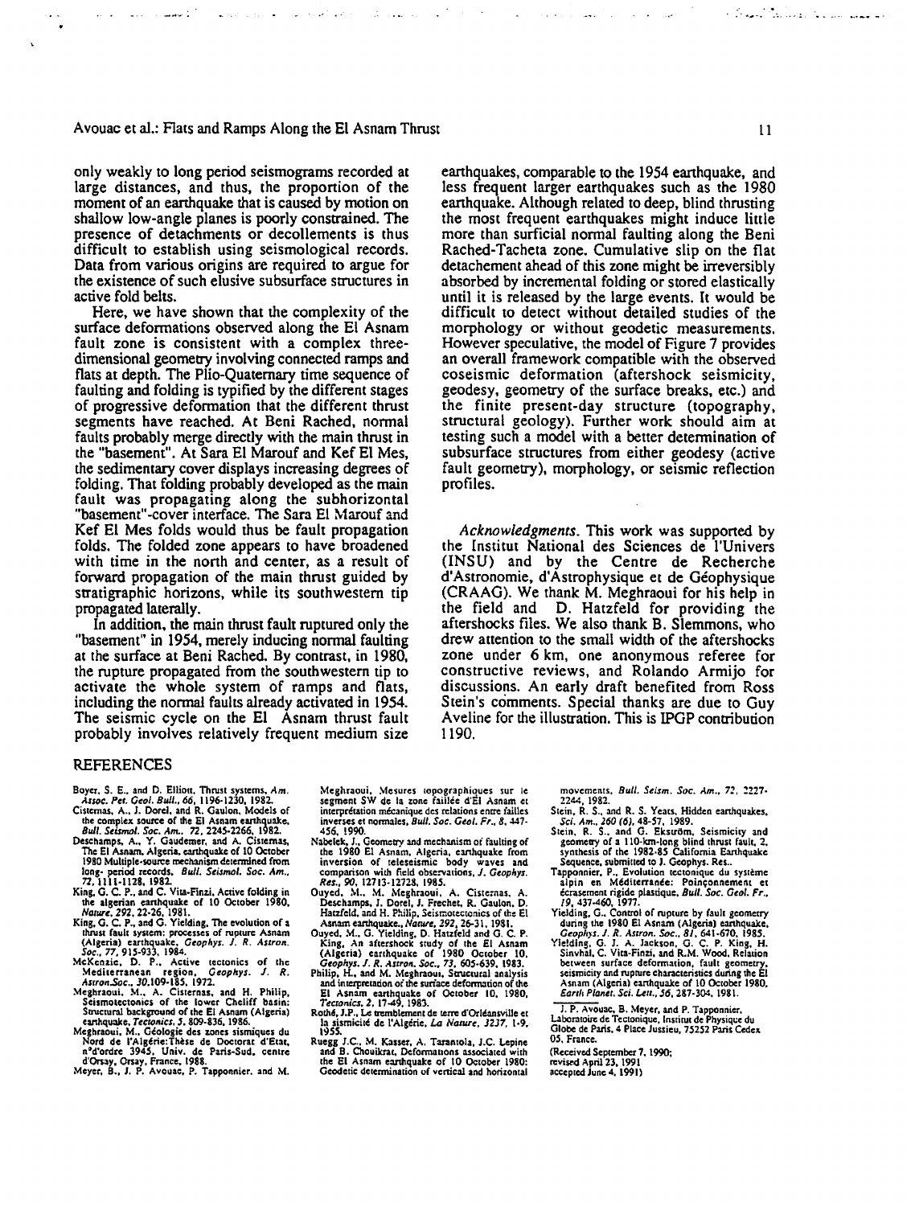only weakly to long period seismograms recorded at large distances, and thus, the proportion of the moment of an earthquake that is caused by motion on shallow low-angle planes is poorly constrained. The presence of detachments or decollements is thus difficult to establish using seismological records. Data from various origins are required to argue for the existence of such elusive subsurface structures in active fold belts.

Here, we have shown that the complexity of the surface deformations observed along the El Asnam fault zone is consistent with a complex three-dimensional geometry involving connected ramps and flats at depth. The Plio-Quaternary time sequence of faulting and folding is typified by the different stages of progressive deformation that the different thrust segments have reached. At Beni Rached, normal faults probably merge directly with the main thrust in the "basement". At Sara El Marouf and Kef El Mes, the sedimentary cover displays increasing degrees of folding. That folding probably developed as the main fault was propagating along the subhorizontal "basement"-cover interface. The Sara El Marouf and Kef El Mes folds would thus be fault propagation folds. The folded zone appears to have broadened with time in the north and center, as a result of forward propagation of the main thrust guided by stratigraphic horizons, while its southwestern tip propagated laterally.

In addition, the main thrust fault ruptured only the "basement" in 1954, merely inducing normal faulting at the surface at Beni Rached. By contrast, in 1980, the rupture propagated from the southwestern tip to activate the whole system of ramps and flats, including the normal faults already activated in 1954. The seismic cycle on the El Asnam thrust fault probably involves relatively frequent medium size earthquakes, comparable to the 1954 earthquake, and less frequent larger earthquakes such as the 1980 earthquake. Although related to deep, blind thrusting the most frequent earthquakes might induce little more than surficial normal faulting along the Beni Rached-Tacheta zone. Cumulative slip on the flat detachement ahead of this zone might be irreversibly absorbed by incremental folding or stored elastically until it is released by the large events. It would be difficult to detect without detailed studies of the morphology or without geodetic measurements. However speculative, the model of Figure 7 provides an overall framework compatible with the observed coseismic deformation (aftershock seismicity, geodesy, geometry of the surface breaks, etc.) and the finite present-day structure (topography, structural geology). Further work should aim at testing such a model with a better determination of subsurface structures from either geodesy (active fault geometry), morphology, or seismic reflection profiles.

*Acknowledgments.* This work was supported by the Institut National des Sciences de l'Univers (INSU) and by the Centre de Recherche d'Astronomie, d'Astrophysique et de Géophysique (CRAAG). We thank M. Meghraoui for his help in the field and D. Hatzfeld for providing the aftershocks files. We also thank B. Slemmons, who drew attention to the small width of the aftershocks zone under 6 km, one anonymous referee for constructive reviews, and Rolando Armijo for discussions. An early draft benefited from Ross Stein's comments. Special thanks are due to Guy Aveline for the illustration. This is IPGP contribution 1190.

## REFERENCES

Boyer, S. E., and D. Elliott, Thrust systems, *Am. Assoc. Pet. Geol. Bull.*, *66*, 1196-1230, 1982.

Cisternas, A., J. Dorel, and R. Gaulon, Models of the complex source of the El Asnam earthquake, *Bull. Seismol. Soc. Am.*, *72*, 2245-2266, 1982.

Deschamps, A., Y. Gaudemer, and A. Cisternas, The El Asnam, Algeria, earthquake of 10 October 1980 Multiple-source mechanism determined from long- period records, *Bull. Seismol. Soc. Am.*, *72*, 1111-1128, 1982.

King, G. C. P., and C. Vita-Finzi, Active folding in the algerian earthquake of 10 October 1980, *Nature*, *292*, 22-26, 1981.

King, G. C. P., and G. Yielding, The evolution of a thrust fault system: processes of rupture Asnam (Algeria) earthquake, *Geophys. J. R. Astron. Soc.*, *77*, 915-933, 1984.

McKenzie, D. P., Active tectonics of the Mediterranean region, *Geophys. J. R. Astron.Soc.*, *30*,109-185, 1972.

Meghraoui, M., A. Cisternas, and H. Philip, Seismotectonics of the lower Cheliff basin: Structural background of the El Asnam (Algeria) earthquake, *Tectonics*, *5*, 809-836, 1986.

Meghraoui, M., Géologie des zones sismiques du Nord de l'Algérie:Thèse de Doctorat d'Etat, n°d'ordre 3945, Univ. de Paris-Sud, centre d'Orsay, Orsay, France, 1988.

Meyer, B., J. P. Avouac, P. Tapponnier, and M. Meghraoui, Mesures topographiques sur le segment SW de la zone faillée d'El Asnam et interprétation mécanique des relations entre failles inverses et normales, *Bull. Soc. Geol. Fr.*, *8*, 447-456, 1990.

Nabelek, J., Geometry and mechanism of faulting of the 1980 El Asnam, Algeria, earthquake from inversion of teleseismic body waves and comparison with field observations, *J. Geophys. Res.*, *90*, 12713-12728, 1985.

Ouyed, M., M. Meghraoui, A. Cisternas, A. Deschamps, J. Dorel, J. Frechet, R. Gaulon, D. Hatzfeld, and H. Philip, Seismotectonics of the El Asnam earthquake, *Nature*, *292*, 26-31, 1981.

Ouyed, M., G. Yielding, D. Hatzfeld and G. C. P. King, An aftershock study of the El Asnam (Algeria) earthquake of 1980 October 10, *Geophys. J. R. Astron. Soc.*, *73*, 605-639, 1983.

Philip, H., and M. Meghraoui, Structural analysis and interpretation of the surface deformation of the El Asnam earthquake of October 10, 1980, *Tectonics*, *2*, 17-49, 1983.

Rothé, J.P., Le tremblement de terre d'Orléansville et la sismicité de l'Algérie, *La Nature*, *3237*, 1-9, 1955.

Ruegg J.C., M. Kasser, A. Tarantola, J.C. Lepine and B. Chouikrat, Deformations associated with the El Asnam earthquake of 10 October 1980: Geodetic determination of vertical and horizontal movements, *Bull. Seism. Soc. Am.*, *72*, 2227-2244, 1982.

Stein, R. S., and R. S. Yeats, Hidden earthquakes, *Sci. Am.*, *260 (6)*, 48-57, 1989.

Stein, R. S., and G. Ekström, Seismicity and geometry of a 110-km-long blind thrust fault, 2, synthesis of the 1982-85 California Earthquake Sequence, submitted to J. Geophys. Res..

Tapponnier, P., Evolution tectonique du système alpin en Méditerranée: Poinçonnement et écrasement rigide plastique, *Bull. Soc. Geol. Fr.*, *19*, 437-460, 1977.

Yielding, G., Control of rupture by fault geometry during the 1980 El Asnam (Algeria) earthquake, *Geophys. J. R. Astron. Soc.*, *81*, 641-670, 1985.

Yielding, G. J. A. Jackson, G. C. P. King, H. Sinvhal, C. Vita-Finzi, and R.M. Wood, Relation between surface deformation, fault geometry, seismicity and rupture characteristics during the El Asnam (Algeria) earthquake of 10 October 1980, *Earth Planet. Sci. Lett.*, *56*, 287-304, 1981.

---

J. P. Avouac, B. Meyer, and P. Tapponnier, Laboratoire de Tectonique, Institut de Physique du Globe de Paris, 4 Place Jussieu, 75252 Paris Cedex 05, France.

(Received September 7, 1990;
revised April 23, 1991
accepted June 4, 1991)